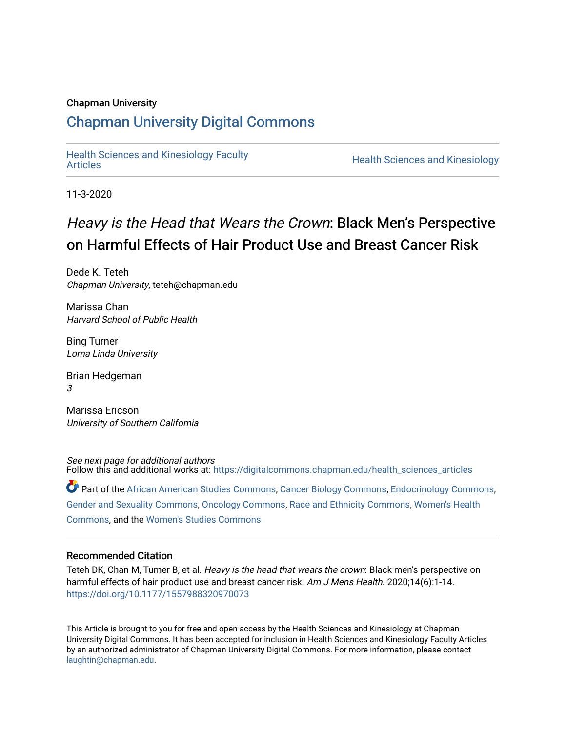Chapman University

# Chapman University Digital Commons

Health Sciences and Kinesiology Faculty Articles | Health Sciences and Kinesiology

11-3-2020

# *Heavy is the Head that Wears the Crown*: Black Men's Perspective on Harmful Effects of Hair Product Use and Breast Cancer Risk

Dede K. Teteh
*Chapman University*, teteh@chapman.edu

Marissa Chan
*Harvard School of Public Health*

Bing Turner
*Loma Linda University*

Brian Hedgeman
*3*

Marissa Ericson
*University of Southern California*

*See next page for additional authors*

Follow this and additional works at: https://digitalcommons.chapman.edu/health_sciences_articles

Part of the African American Studies Commons, Cancer Biology Commons, Endocrinology Commons, Gender and Sexuality Commons, Oncology Commons, Race and Ethnicity Commons, Women's Health Commons, and the Women's Studies Commons

### Recommended Citation

Teteh DK, Chan M, Turner B, et al. *Heavy is the head that wears the crown*: Black men's perspective on harmful effects of hair product use and breast cancer risk. *Am J Mens Health*. 2020;14(6):1-14. https://doi.org/10.1177/1557988320970073

This Article is brought to you for free and open access by the Health Sciences and Kinesiology at Chapman University Digital Commons. It has been accepted for inclusion in Health Sciences and Kinesiology Faculty Articles by an authorized administrator of Chapman University Digital Commons. For more information, please contact laughtin@chapman.edu.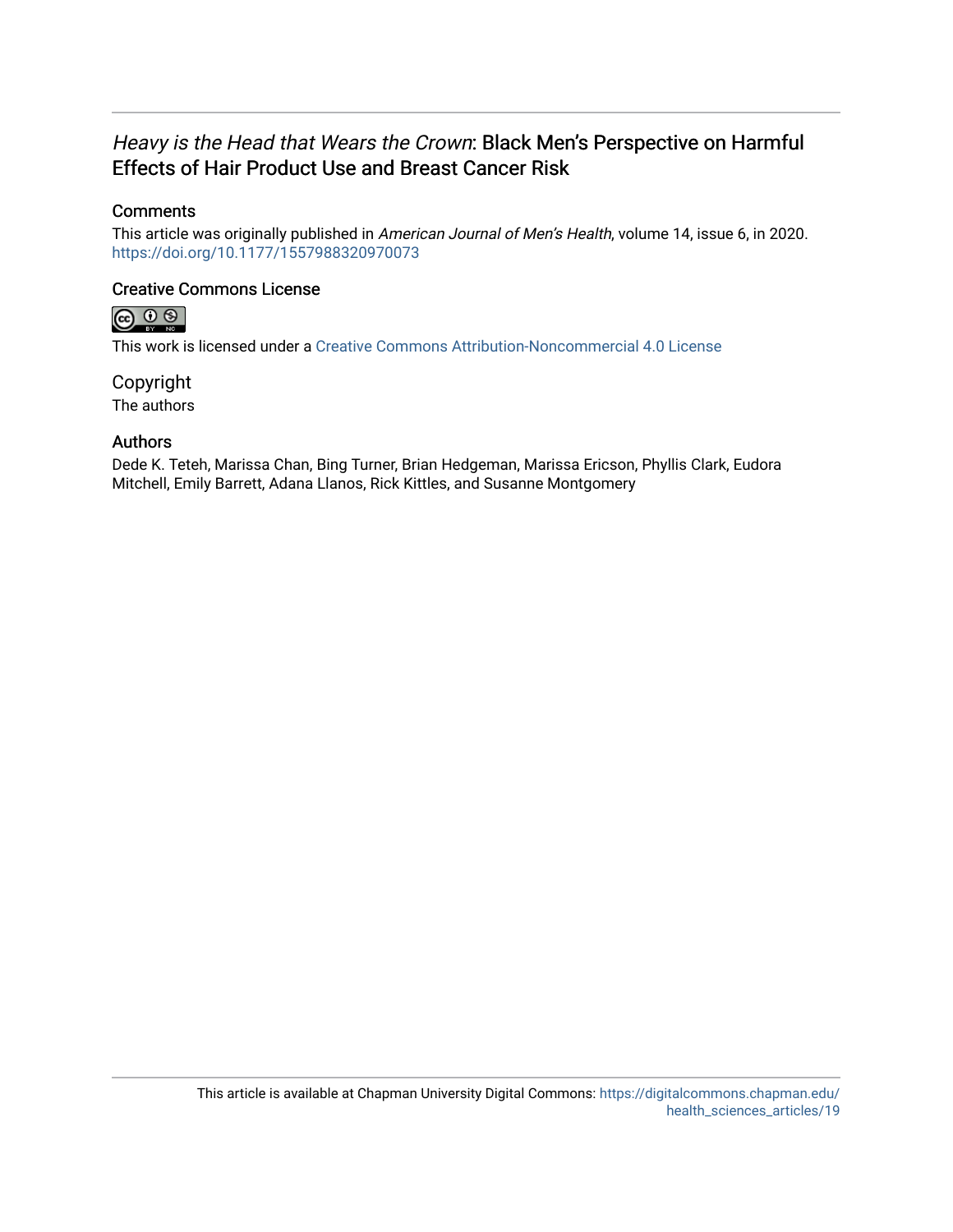# *Heavy is the Head that Wears the Crown*: Black Men's Perspective on Harmful Effects of Hair Product Use and Breast Cancer Risk

## Comments

This article was originally published in *American Journal of Men's Health*, volume 14, issue 6, in 2020. https://doi.org/10.1177/1557988320970073

## Creative Commons License

This work is licensed under a Creative Commons Attribution-Noncommercial 4.0 License

## Copyright

The authors

## Authors

Dede K. Teteh, Marissa Chan, Bing Turner, Brian Hedgeman, Marissa Ericson, Phyllis Clark, Eudora Mitchell, Emily Barrett, Adana Llanos, Rick Kittles, and Susanne Montgomery

This article is available at Chapman University Digital Commons: https://digitalcommons.chapman.edu/health_sciences_articles/19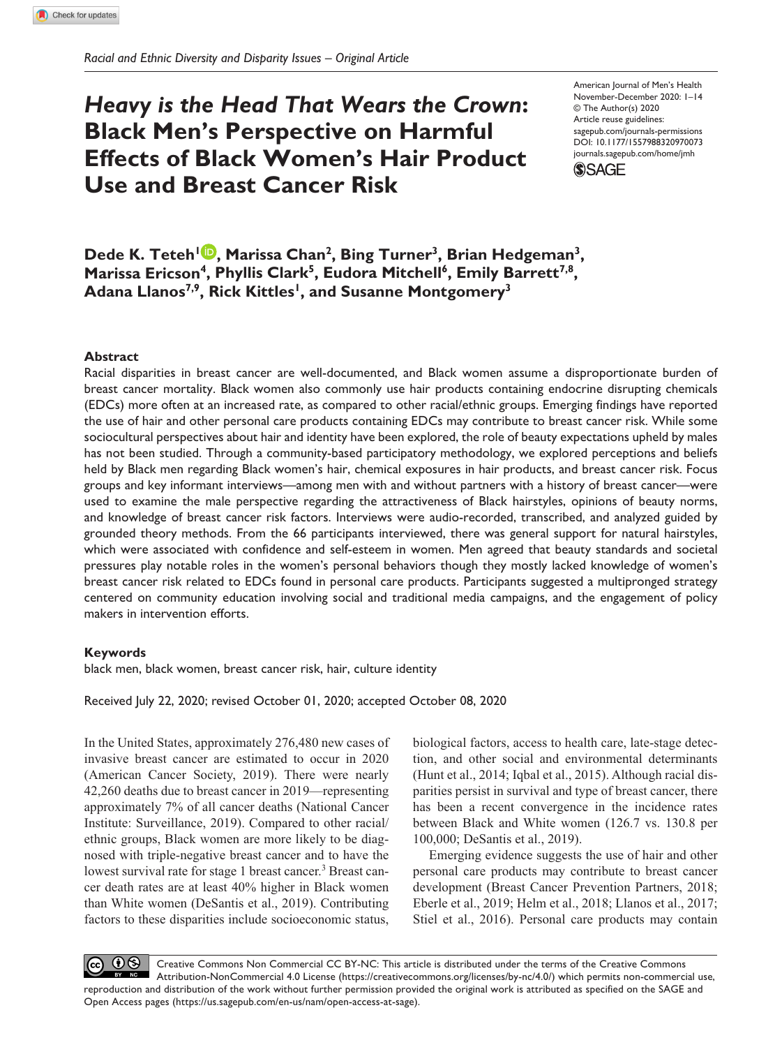*Racial and Ethnic Diversity and Disparity Issues – Original Article*

# *Heavy is the Head That Wears the Crown*: Black Men's Perspective on Harmful Effects of Black Women's Hair Product Use and Breast Cancer Risk

**Dede K. Teteh[1], Marissa Chan[2], Bing Turner[3], Brian Hedgeman[3], Marissa Ericson[4], Phyllis Clark[5], Eudora Mitchell[6], Emily Barrett[7,8], Adana Llanos[7,9], Rick Kittles[1], and Susanne Montgomery[3]**

American Journal of Men's Health
November-December 2020: 1–14
© The Author(s) 2020
Article reuse guidelines:
sagepub.com/journals-permissions
DOI: 10.1177/1557988320970073
journals.sagepub.com/home/jmh

### Abstract

Racial disparities in breast cancer are well-documented, and Black women assume a disproportionate burden of breast cancer mortality. Black women also commonly use hair products containing endocrine disrupting chemicals (EDCs) more often at an increased rate, as compared to other racial/ethnic groups. Emerging findings have reported the use of hair and other personal care products containing EDCs may contribute to breast cancer risk. While some sociocultural perspectives about hair and identity have been explored, the role of beauty expectations upheld by males has not been studied. Through a community-based participatory methodology, we explored perceptions and beliefs held by Black men regarding Black women's hair, chemical exposures in hair products, and breast cancer risk. Focus groups and key informant interviews—among men with and without partners with a history of breast cancer—were used to examine the male perspective regarding the attractiveness of Black hairstyles, opinions of beauty norms, and knowledge of breast cancer risk factors. Interviews were audio-recorded, transcribed, and analyzed guided by grounded theory methods. From the 66 participants interviewed, there was general support for natural hairstyles, which were associated with confidence and self-esteem in women. Men agreed that beauty standards and societal pressures play notable roles in the women's personal behaviors though they mostly lacked knowledge of women's breast cancer risk related to EDCs found in personal care products. Participants suggested a multipronged strategy centered on community education involving social and traditional media campaigns, and the engagement of policy makers in intervention efforts.

### Keywords

black men, black women, breast cancer risk, hair, culture identity

Received July 22, 2020; revised October 01, 2020; accepted October 08, 2020

In the United States, approximately 276,480 new cases of invasive breast cancer are estimated to occur in 2020 (American Cancer Society, 2019). There were nearly 42,260 deaths due to breast cancer in 2019—representing approximately 7% of all cancer deaths (National Cancer Institute: Surveillance, 2019). Compared to other racial/ethnic groups, Black women are more likely to be diagnosed with triple-negative breast cancer and to have the lowest survival rate for stage 1 breast cancer.[3] Breast cancer death rates are at least 40% higher in Black women than White women (DeSantis et al., 2019). Contributing factors to these disparities include socioeconomic status, biological factors, access to health care, late-stage detection, and other social and environmental determinants (Hunt et al., 2014; Iqbal et al., 2015). Although racial disparities persist in survival and type of breast cancer, there has been a recent convergence in the incidence rates between Black and White women (126.7 vs. 130.8 per 100,000; DeSantis et al., 2019).

Emerging evidence suggests the use of hair and other personal care products may contribute to breast cancer development (Breast Cancer Prevention Partners, 2018; Eberle et al., 2019; Helm et al., 2018; Llanos et al., 2017; Stiel et al., 2016). Personal care products may contain

Creative Commons Non Commercial CC BY-NC: This article is distributed under the terms of the Creative Commons Attribution-NonCommercial 4.0 License (https://creativecommons.org/licenses/by-nc/4.0/) which permits non-commercial use, reproduction and distribution of the work without further permission provided the original work is attributed as specified on the SAGE and Open Access pages (https://us.sagepub.com/en-us/nam/open-access-at-sage).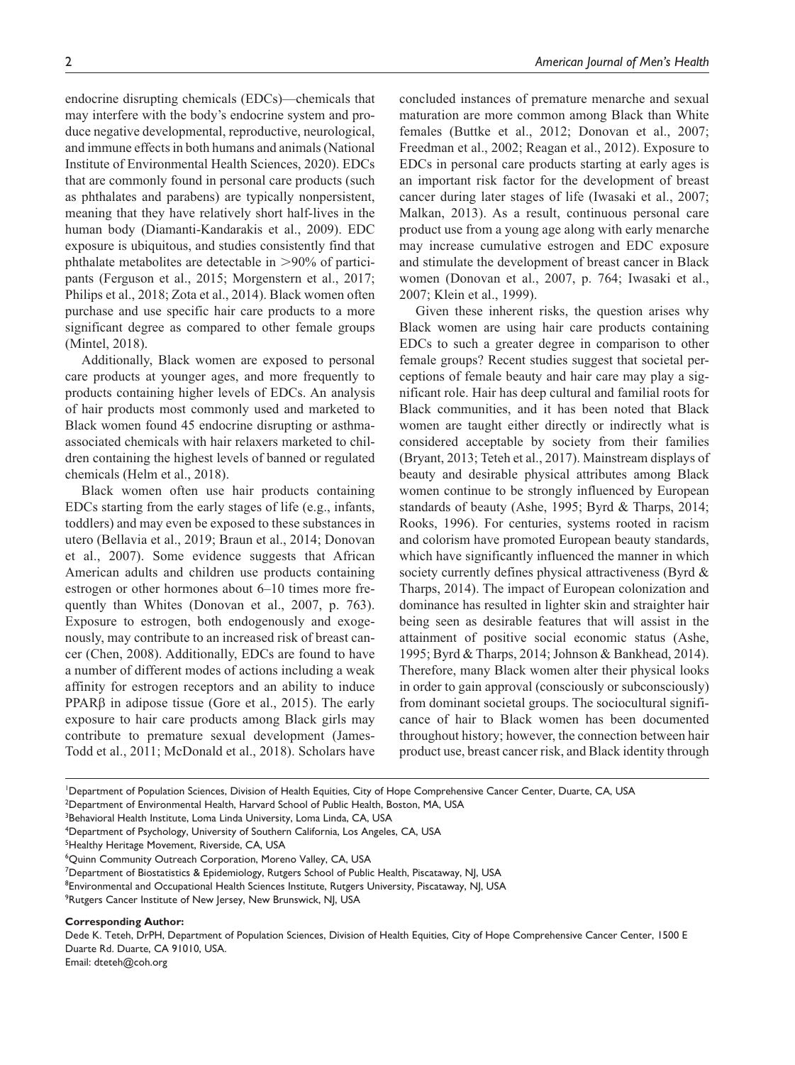endocrine disrupting chemicals (EDCs)—chemicals that may interfere with the body's endocrine system and produce negative developmental, reproductive, neurological, and immune effects in both humans and animals (National Institute of Environmental Health Sciences, 2020). EDCs that are commonly found in personal care products (such as phthalates and parabens) are typically nonpersistent, meaning that they have relatively short half-lives in the human body (Diamanti-Kandarakis et al., 2009). EDC exposure is ubiquitous, and studies consistently find that phthalate metabolites are detectable in >90% of participants (Ferguson et al., 2015; Morgenstern et al., 2017; Philips et al., 2018; Zota et al., 2014). Black women often purchase and use specific hair care products to a more significant degree as compared to other female groups (Mintel, 2018).

Additionally, Black women are exposed to personal care products at younger ages, and more frequently to products containing higher levels of EDCs. An analysis of hair products most commonly used and marketed to Black women found 45 endocrine disrupting or asthma-associated chemicals with hair relaxers marketed to children containing the highest levels of banned or regulated chemicals (Helm et al., 2018).

Black women often use hair products containing EDCs starting from the early stages of life (e.g., infants, toddlers) and may even be exposed to these substances in utero (Bellavia et al., 2019; Braun et al., 2014; Donovan et al., 2007). Some evidence suggests that African American adults and children use products containing estrogen or other hormones about 6–10 times more frequently than Whites (Donovan et al., 2007, p. 763). Exposure to estrogen, both endogenously and exogenously, may contribute to an increased risk of breast cancer (Chen, 2008). Additionally, EDCs are found to have a number of different modes of actions including a weak affinity for estrogen receptors and an ability to induce PPARβ in adipose tissue (Gore et al., 2015). The early exposure to hair care products among Black girls may contribute to premature sexual development (James-Todd et al., 2011; McDonald et al., 2018). Scholars have concluded instances of premature menarche and sexual maturation are more common among Black than White females (Buttke et al., 2012; Donovan et al., 2007; Freedman et al., 2002; Reagan et al., 2012). Exposure to EDCs in personal care products starting at early ages is an important risk factor for the development of breast cancer during later stages of life (Iwasaki et al., 2007; Malkan, 2013). As a result, continuous personal care product use from a young age along with early menarche may increase cumulative estrogen and EDC exposure and stimulate the development of breast cancer in Black women (Donovan et al., 2007, p. 764; Iwasaki et al., 2007; Klein et al., 1999).

Given these inherent risks, the question arises why Black women are using hair care products containing EDCs to such a greater degree in comparison to other female groups? Recent studies suggest that societal perceptions of female beauty and hair care may play a significant role. Hair has deep cultural and familial roots for Black communities, and it has been noted that Black women are taught either directly or indirectly what is considered acceptable by society from their families (Bryant, 2013; Teteh et al., 2017). Mainstream displays of beauty and desirable physical attributes among Black women continue to be strongly influenced by European standards of beauty (Ashe, 1995; Byrd & Tharps, 2014; Rooks, 1996). For centuries, systems rooted in racism and colorism have promoted European beauty standards, which have significantly influenced the manner in which society currently defines physical attractiveness (Byrd & Tharps, 2014). The impact of European colonization and dominance has resulted in lighter skin and straighter hair being seen as desirable features that will assist in the attainment of positive social economic status (Ashe, 1995; Byrd & Tharps, 2014; Johnson & Bankhead, 2014). Therefore, many Black women alter their physical looks in order to gain approval (consciously or subconsciously) from dominant societal groups. The sociocultural significance of hair to Black women has been documented throughout history; however, the connection between hair product use, breast cancer risk, and Black identity through

[1]Department of Population Sciences, Division of Health Equities, City of Hope Comprehensive Cancer Center, Duarte, CA, USA
[2]Department of Environmental Health, Harvard School of Public Health, Boston, MA, USA
[3]Behavioral Health Institute, Loma Linda University, Loma Linda, CA, USA
[4]Department of Psychology, University of Southern California, Los Angeles, CA, USA
[5]Healthy Heritage Movement, Riverside, CA, USA
[6]Quinn Community Outreach Corporation, Moreno Valley, CA, USA
[7]Department of Biostatistics & Epidemiology, Rutgers School of Public Health, Piscataway, NJ, USA
[8]Environmental and Occupational Health Sciences Institute, Rutgers University, Piscataway, NJ, USA
[9]Rutgers Cancer Institute of New Jersey, New Brunswick, NJ, USA

**Corresponding Author:**
Dede K. Teteh, DrPH, Department of Population Sciences, Division of Health Equities, City of Hope Comprehensive Cancer Center, 1500 E Duarte Rd. Duarte, CA 91010, USA.
Email: dteteh@coh.org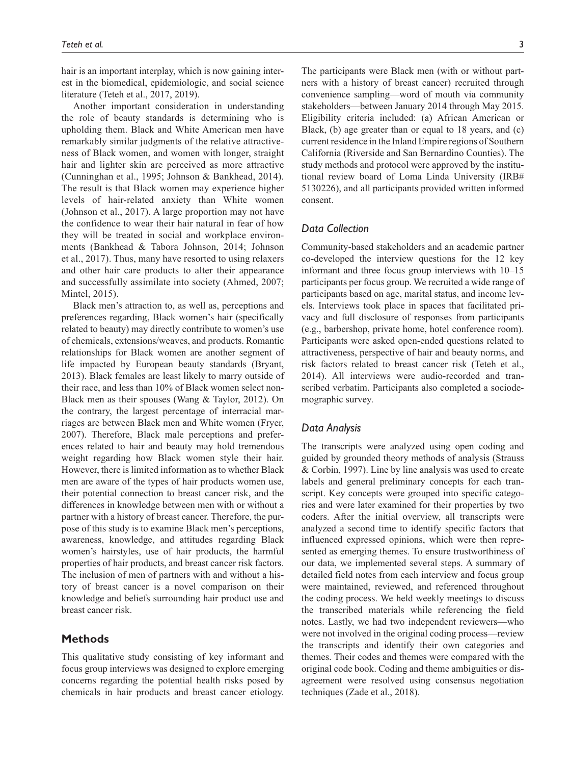hair is an important interplay, which is now gaining interest in the biomedical, epidemiologic, and social science literature (Teteh et al., 2017, 2019).

Another important consideration in understanding the role of beauty standards is determining who is upholding them. Black and White American men have remarkably similar judgments of the relative attractiveness of Black women, and women with longer, straight hair and lighter skin are perceived as more attractive (Cunninghan et al., 1995; Johnson & Bankhead, 2014). The result is that Black women may experience higher levels of hair-related anxiety than White women (Johnson et al., 2017). A large proportion may not have the confidence to wear their hair natural in fear of how they will be treated in social and workplace environments (Bankhead & Tabora Johnson, 2014; Johnson et al., 2017). Thus, many have resorted to using relaxers and other hair care products to alter their appearance and successfully assimilate into society (Ahmed, 2007; Mintel, 2015).

Black men's attraction to, as well as, perceptions and preferences regarding, Black women's hair (specifically related to beauty) may directly contribute to women's use of chemicals, extensions/weaves, and products. Romantic relationships for Black women are another segment of life impacted by European beauty standards (Bryant, 2013). Black females are least likely to marry outside of their race, and less than 10% of Black women select non-Black men as their spouses (Wang & Taylor, 2012). On the contrary, the largest percentage of interracial marriages are between Black men and White women (Fryer, 2007). Therefore, Black male perceptions and preferences related to hair and beauty may hold tremendous weight regarding how Black women style their hair. However, there is limited information as to whether Black men are aware of the types of hair products women use, their potential connection to breast cancer risk, and the differences in knowledge between men with or without a partner with a history of breast cancer. Therefore, the purpose of this study is to examine Black men's perceptions, awareness, knowledge, and attitudes regarding Black women's hairstyles, use of hair products, the harmful properties of hair products, and breast cancer risk factors. The inclusion of men of partners with and without a history of breast cancer is a novel comparison on their knowledge and beliefs surrounding hair product use and breast cancer risk.

## Methods

This qualitative study consisting of key informant and focus group interviews was designed to explore emerging concerns regarding the potential health risks posed by chemicals in hair products and breast cancer etiology. The participants were Black men (with or without partners with a history of breast cancer) recruited through convenience sampling—word of mouth via community stakeholders—between January 2014 through May 2015. Eligibility criteria included: (a) African American or Black, (b) age greater than or equal to 18 years, and (c) current residence in the Inland Empire regions of Southern California (Riverside and San Bernardino Counties). The study methods and protocol were approved by the institutional review board of Loma Linda University (IRB# 5130226), and all participants provided written informed consent.

### Data Collection

Community-based stakeholders and an academic partner co-developed the interview questions for the 12 key informant and three focus group interviews with 10–15 participants per focus group. We recruited a wide range of participants based on age, marital status, and income levels. Interviews took place in spaces that facilitated privacy and full disclosure of responses from participants (e.g., barbershop, private home, hotel conference room). Participants were asked open-ended questions related to attractiveness, perspective of hair and beauty norms, and risk factors related to breast cancer risk (Teteh et al., 2014). All interviews were audio-recorded and transcribed verbatim. Participants also completed a sociodemographic survey.

### Data Analysis

The transcripts were analyzed using open coding and guided by grounded theory methods of analysis (Strauss & Corbin, 1997). Line by line analysis was used to create labels and general preliminary concepts for each transcript. Key concepts were grouped into specific categories and were later examined for their properties by two coders. After the initial overview, all transcripts were analyzed a second time to identify specific factors that influenced expressed opinions, which were then represented as emerging themes. To ensure trustworthiness of our data, we implemented several steps. A summary of detailed field notes from each interview and focus group were maintained, reviewed, and referenced throughout the coding process. We held weekly meetings to discuss the transcribed materials while referencing the field notes. Lastly, we had two independent reviewers—who were not involved in the original coding process—review the transcripts and identify their own categories and themes. Their codes and themes were compared with the original code book. Coding and theme ambiguities or disagreement were resolved using consensus negotiation techniques (Zade et al., 2018).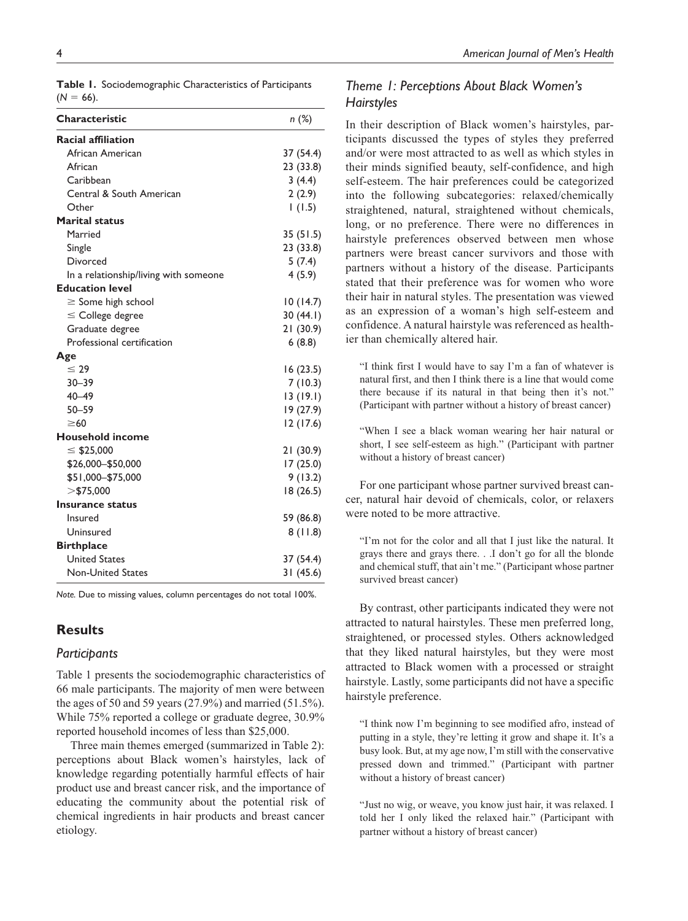**Table 1.** Sociodemographic Characteristics of Participants ($N$ = 66).

| Characteristic | *n* (%) |
|---|---|
| **Racial affiliation** | |
| African American | 37 (54.4) |
| African | 23 (33.8) |
| Caribbean | 3 (4.4) |
| Central & South American | 2 (2.9) |
| Other | 1 (1.5) |
| **Marital status** | |
| Married | 35 (51.5) |
| Single | 23 (33.8) |
| Divorced | 5 (7.4) |
| In a relationship/living with someone | 4 (5.9) |
| **Education level** | |
| ≥ Some high school | 10 (14.7) |
| ≤ College degree | 30 (44.1) |
| Graduate degree | 21 (30.9) |
| Professional certification | 6 (8.8) |
| **Age** | |
| ≤ 29 | 16 (23.5) |
| 30–39 | 7 (10.3) |
| 40–49 | 13 (19.1) |
| 50–59 | 19 (27.9) |
| ≥60 | 12 (17.6) |
| **Household income** | |
| ≤ $25,000 | 21 (30.9) |
| $26,000–$50,000 | 17 (25.0) |
| $51,000–$75,000 | 9 (13.2) |
| >$75,000 | 18 (26.5) |
| **Insurance status** | |
| Insured | 59 (86.8) |
| Uninsured | 8 (11.8) |
| **Birthplace** | |
| United States | 37 (54.4) |
| Non-United States | 31 (45.6) |

*Note.* Due to missing values, column percentages do not total 100%.

## Results

### *Participants*

Table 1 presents the sociodemographic characteristics of 66 male participants. The majority of men were between the ages of 50 and 59 years (27.9%) and married (51.5%). While 75% reported a college or graduate degree, 30.9% reported household incomes of less than $25,000.

Three main themes emerged (summarized in Table 2): perceptions about Black women's hairstyles, lack of knowledge regarding potentially harmful effects of hair product use and breast cancer risk, and the importance of educating the community about the potential risk of chemical ingredients in hair products and breast cancer etiology.

### *Theme 1: Perceptions About Black Women's Hairstyles*

In their description of Black women's hairstyles, participants discussed the types of styles they preferred and/or were most attracted to as well as which styles in their minds signified beauty, self-confidence, and high self-esteem. The hair preferences could be categorized into the following subcategories: relaxed/chemically straightened, natural, straightened without chemicals, long, or no preference. There were no differences in hairstyle preferences observed between men whose partners were breast cancer survivors and those with partners without a history of the disease. Participants stated that their preference was for women who wore their hair in natural styles. The presentation was viewed as an expression of a woman's high self-esteem and confidence. A natural hairstyle was referenced as healthier than chemically altered hair.

> "I think first I would have to say I'm a fan of whatever is natural first, and then I think there is a line that would come there because if its natural in that being then it's not." (Participant with partner without a history of breast cancer)

> "When I see a black woman wearing her hair natural or short, I see self-esteem as high." (Participant with partner without a history of breast cancer)

For one participant whose partner survived breast cancer, natural hair devoid of chemicals, color, or relaxers were noted to be more attractive.

> "I'm not for the color and all that I just like the natural. It grays there and grays there. . .I don't go for all the blonde and chemical stuff, that ain't me." (Participant whose partner survived breast cancer)

By contrast, other participants indicated they were not attracted to natural hairstyles. These men preferred long, straightened, or processed styles. Others acknowledged that they liked natural hairstyles, but they were most attracted to Black women with a processed or straight hairstyle. Lastly, some participants did not have a specific hairstyle preference.

> "I think now I'm beginning to see modified afro, instead of putting in a style, they're letting it grow and shape it. It's a busy look. But, at my age now, I'm still with the conservative pressed down and trimmed." (Participant with partner without a history of breast cancer)

> "Just no wig, or weave, you know just hair, it was relaxed. I told her I only liked the relaxed hair." (Participant with partner without a history of breast cancer)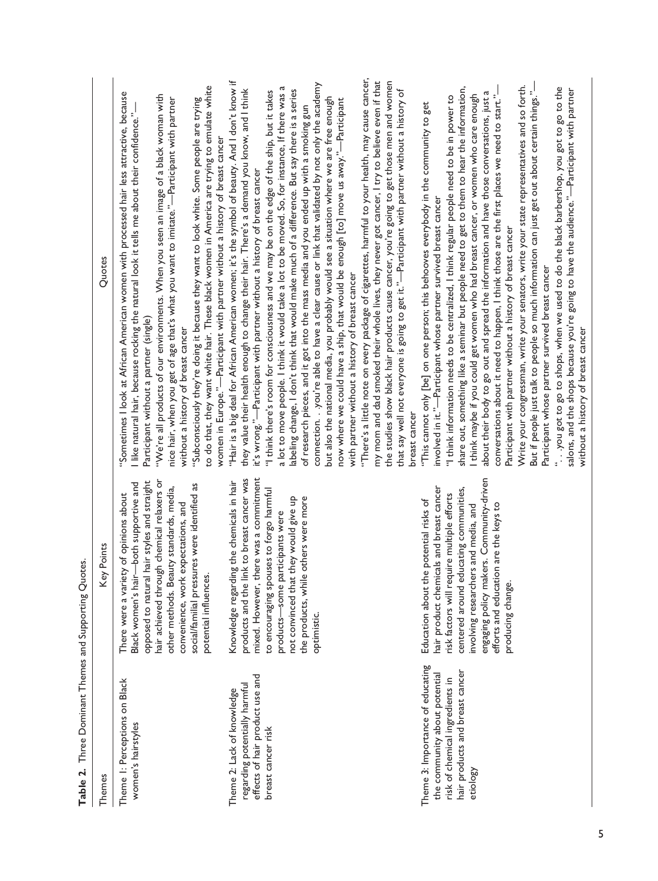**Table 2.** Three Dominant Themes and Supporting Quotes.

| Themes | Key Points | Quotes |
|---|---|---|
| Theme 1: Perceptions on Black women's hairstyles | There were a variety of opinions about Black women's hair—both supportive and opposed to natural hair styles and straight hair achieved through chemical relaxers or other methods. Beauty standards, media, convenience, work expectations, and social/familial pressures were identified as potential influences. | "Sometimes I look at African American women with processed hair less attractive, because I like natural hair, because rocking the natural look it tells me about their confidence."—Participant without a partner (single)<br>"We're all products of our environments. When you seen an image of a black woman with nice hair, when you get of age that's what you want to imitate."—Participant with partner without a history of breast cancer<br>"Subconsciously they're doing it because they want to look white. Some people are trying to do that, they want white hair. These black women in America are trying to emulate white women in Europe."—Participant with partner without a history of breast cancer |
| Theme 2: Lack of knowledge regarding potentially harmful effects of hair product use and breast cancer risk | Knowledge regarding the chemicals in hair products and the link to breast cancer was mixed. However, there was a commitment to encouraging spouses to forgo harmful products—some participants were not convinced that they would give up the products, while others were more optimistic. | "Hair is a big deal for African American women; it's the symbol of beauty. And I don't know if they value their health enough to change their hair. There's a demand you know, and I think it's wrong."—Participant with partner without a history of breast cancer<br>"I think there's room for consciousness and we may be on the edge of the ship, but it takes a lot to move people. I think it would take a lot to be moved. So, for instance, If there was a labeling change, I don't think that would make much of a difference. But say there is a series of research pieces, and it got into the mass media and you ended up with a smoking gun connection. . you're able to have a clear cause or link that validated by not only the academy but also the national media, you probably would see a situation where we are free enough now where we could have a ship, that would be enough [to] move us away."—Participant with partner without a history of breast cancer<br>"There's a little note on every package of cigarettes, harmful to your health, may cause cancer, my mom and dad smoked their whole lives, they never got cancer, I try to believe even if that the studies show black hair products cause cancer, you're going to get those men and women that say well not everyone is going to get it."—Participant with partner without a history of breast cancer |
| Theme 3: Importance of educating the community about potential risk of chemical ingredients in hair products and breast cancer etiology | Education about the potential risks of hair product chemicals and breast cancer risk factors will require multiple efforts centered around educating communities, involving researchers and media, and engaging policy makers. Community-driven efforts and education are the keys to producing change. | "This cannot only [be] on one person; this behooves everybody in the community to get involved in it."—Participant whose partner survived breast cancer<br>"I think information needs to be centralized, I think regular people need to be in power to share out, something like a seminar but people need to get to them to hear the information, I think maybe if you could get women who had breast cancer, or women who care enough about their body to go out and spread the information and have those conversations, just a conversations about it need to happen, I think those are the first places we need to start."—Participant with partner without a history of breast cancer<br>Write your congressman, write your senators, write your state representatives and so forth. But if people just talk to people so much information can just get out about certain things."—Participant whose partner survived breast cancer<br>". . .you got to go to shops, when we used to do the black barbershop, you got to go to the salons, and the shops because you're going to have the audience."—Participant with partner without a history of breast cancer |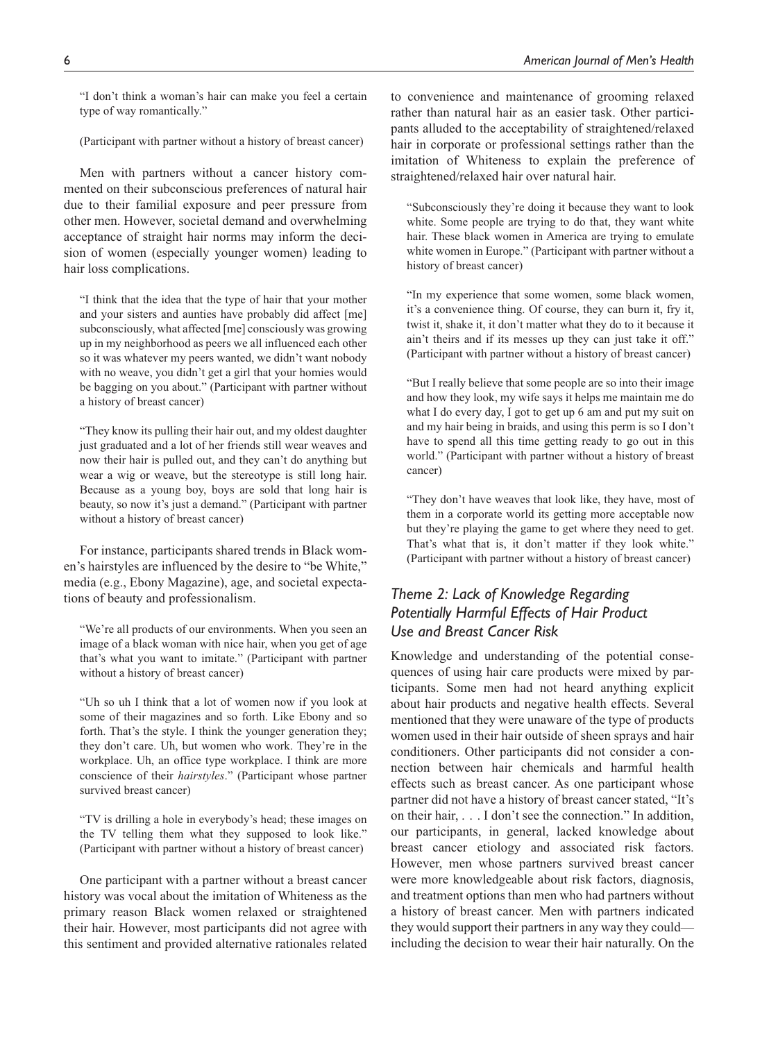"I don't think a woman's hair can make you feel a certain type of way romantically."

(Participant with partner without a history of breast cancer)

Men with partners without a cancer history commented on their subconscious preferences of natural hair due to their familial exposure and peer pressure from other men. However, societal demand and overwhelming acceptance of straight hair norms may inform the decision of women (especially younger women) leading to hair loss complications.

> "I think that the idea that the type of hair that your mother and your sisters and aunties have probably did affect [me] subconsciously, what affected [me] consciously was growing up in my neighborhood as peers we all influenced each other so it was whatever my peers wanted, we didn't want nobody with no weave, you didn't get a girl that your homies would be bagging on you about." (Participant with partner without a history of breast cancer)

> "They know its pulling their hair out, and my oldest daughter just graduated and a lot of her friends still wear weaves and now their hair is pulled out, and they can't do anything but wear a wig or weave, but the stereotype is still long hair. Because as a young boy, boys are sold that long hair is beauty, so now it's just a demand." (Participant with partner without a history of breast cancer)

For instance, participants shared trends in Black women's hairstyles are influenced by the desire to "be White," media (e.g., Ebony Magazine), age, and societal expectations of beauty and professionalism.

> "We're all products of our environments. When you seen an image of a black woman with nice hair, when you get of age that's what you want to imitate." (Participant with partner without a history of breast cancer)

> "Uh so uh I think that a lot of women now if you look at some of their magazines and so forth. Like Ebony and so forth. That's the style. I think the younger generation they; they don't care. Uh, but women who work. They're in the workplace. Uh, an office type workplace. I think are more conscience of their *hairstyles*." (Participant whose partner survived breast cancer)

> "TV is drilling a hole in everybody's head; these images on the TV telling them what they supposed to look like." (Participant with partner without a history of breast cancer)

One participant with a partner without a breast cancer history was vocal about the imitation of Whiteness as the primary reason Black women relaxed or straightened their hair. However, most participants did not agree with this sentiment and provided alternative rationales related to convenience and maintenance of grooming relaxed rather than natural hair as an easier task. Other participants alluded to the acceptability of straightened/relaxed hair in corporate or professional settings rather than the imitation of Whiteness to explain the preference of straightened/relaxed hair over natural hair.

> "Subconsciously they're doing it because they want to look white. Some people are trying to do that, they want white hair. These black women in America are trying to emulate white women in Europe." (Participant with partner without a history of breast cancer)

> "In my experience that some women, some black women, it's a convenience thing. Of course, they can burn it, fry it, twist it, shake it, it don't matter what they do to it because it ain't theirs and if its messes up they can just take it off." (Participant with partner without a history of breast cancer)

> "But I really believe that some people are so into their image and how they look, my wife says it helps me maintain me do what I do every day, I got to get up 6 am and put my suit on and my hair being in braids, and using this perm is so I don't have to spend all this time getting ready to go out in this world." (Participant with partner without a history of breast cancer)

> "They don't have weaves that look like, they have, most of them in a corporate world its getting more acceptable now but they're playing the game to get where they need to get. That's what that is, it don't matter if they look white." (Participant with partner without a history of breast cancer)

### *Theme 2: Lack of Knowledge Regarding Potentially Harmful Effects of Hair Product Use and Breast Cancer Risk*

Knowledge and understanding of the potential consequences of using hair care products were mixed by participants. Some men had not heard anything explicit about hair products and negative health effects. Several mentioned that they were unaware of the type of products women used in their hair outside of sheen sprays and hair conditioners. Other participants did not consider a connection between hair chemicals and harmful health effects such as breast cancer. As one participant whose partner did not have a history of breast cancer stated, "It's on their hair, . . . I don't see the connection." In addition, our participants, in general, lacked knowledge about breast cancer etiology and associated risk factors. However, men whose partners survived breast cancer were more knowledgeable about risk factors, diagnosis, and treatment options than men who had partners without a history of breast cancer. Men with partners indicated they would support their partners in any way they could—including the decision to wear their hair naturally. On the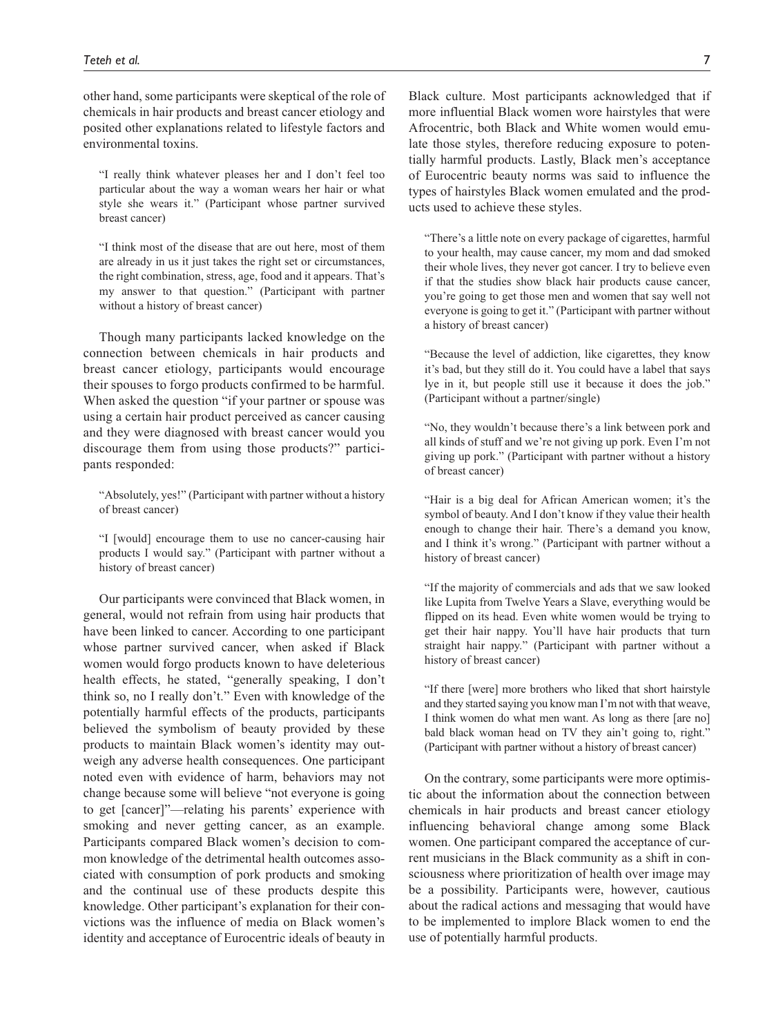other hand, some participants were skeptical of the role of chemicals in hair products and breast cancer etiology and posited other explanations related to lifestyle factors and environmental toxins.

> "I really think whatever pleases her and I don't feel too particular about the way a woman wears her hair or what style she wears it." (Participant whose partner survived breast cancer)

> "I think most of the disease that are out here, most of them are already in us it just takes the right set or circumstances, the right combination, stress, age, food and it appears. That's my answer to that question." (Participant with partner without a history of breast cancer)

Though many participants lacked knowledge on the connection between chemicals in hair products and breast cancer etiology, participants would encourage their spouses to forgo products confirmed to be harmful. When asked the question "if your partner or spouse was using a certain hair product perceived as cancer causing and they were diagnosed with breast cancer would you discourage them from using those products?" participants responded:

> "Absolutely, yes!" (Participant with partner without a history of breast cancer)

> "I [would] encourage them to use no cancer-causing hair products I would say." (Participant with partner without a history of breast cancer)

Our participants were convinced that Black women, in general, would not refrain from using hair products that have been linked to cancer. According to one participant whose partner survived cancer, when asked if Black women would forgo products known to have deleterious health effects, he stated, "generally speaking, I don't think so, no I really don't." Even with knowledge of the potentially harmful effects of the products, participants believed the symbolism of beauty provided by these products to maintain Black women's identity may outweigh any adverse health consequences. One participant noted even with evidence of harm, behaviors may not change because some will believe "not everyone is going to get [cancer]"—relating his parents' experience with smoking and never getting cancer, as an example. Participants compared Black women's decision to common knowledge of the detrimental health outcomes associated with consumption of pork products and smoking and the continual use of these products despite this knowledge. Other participant's explanation for their convictions was the influence of media on Black women's identity and acceptance of Eurocentric ideals of beauty in Black culture. Most participants acknowledged that if more influential Black women wore hairstyles that were Afrocentric, both Black and White women would emulate those styles, therefore reducing exposure to potentially harmful products. Lastly, Black men's acceptance of Eurocentric beauty norms was said to influence the types of hairstyles Black women emulated and the products used to achieve these styles.

> "There's a little note on every package of cigarettes, harmful to your health, may cause cancer, my mom and dad smoked their whole lives, they never got cancer. I try to believe even if that the studies show black hair products cause cancer, you're going to get those men and women that say well not everyone is going to get it." (Participant with partner without a history of breast cancer)

> "Because the level of addiction, like cigarettes, they know it's bad, but they still do it. You could have a label that says lye in it, but people still use it because it does the job." (Participant without a partner/single)

> "No, they wouldn't because there's a link between pork and all kinds of stuff and we're not giving up pork. Even I'm not giving up pork." (Participant with partner without a history of breast cancer)

> "Hair is a big deal for African American women; it's the symbol of beauty. And I don't know if they value their health enough to change their hair. There's a demand you know, and I think it's wrong." (Participant with partner without a history of breast cancer)

> "If the majority of commercials and ads that we saw looked like Lupita from Twelve Years a Slave, everything would be flipped on its head. Even white women would be trying to get their hair nappy. You'll have hair products that turn straight hair nappy." (Participant with partner without a history of breast cancer)

> "If there [were] more brothers who liked that short hairstyle and they started saying you know man I'm not with that weave, I think women do what men want. As long as there [are no] bald black woman head on TV they ain't going to, right." (Participant with partner without a history of breast cancer)

On the contrary, some participants were more optimistic about the information about the connection between chemicals in hair products and breast cancer etiology influencing behavioral change among some Black women. One participant compared the acceptance of current musicians in the Black community as a shift in consciousness where prioritization of health over image may be a possibility. Participants were, however, cautious about the radical actions and messaging that would have to be implemented to implore Black women to end the use of potentially harmful products.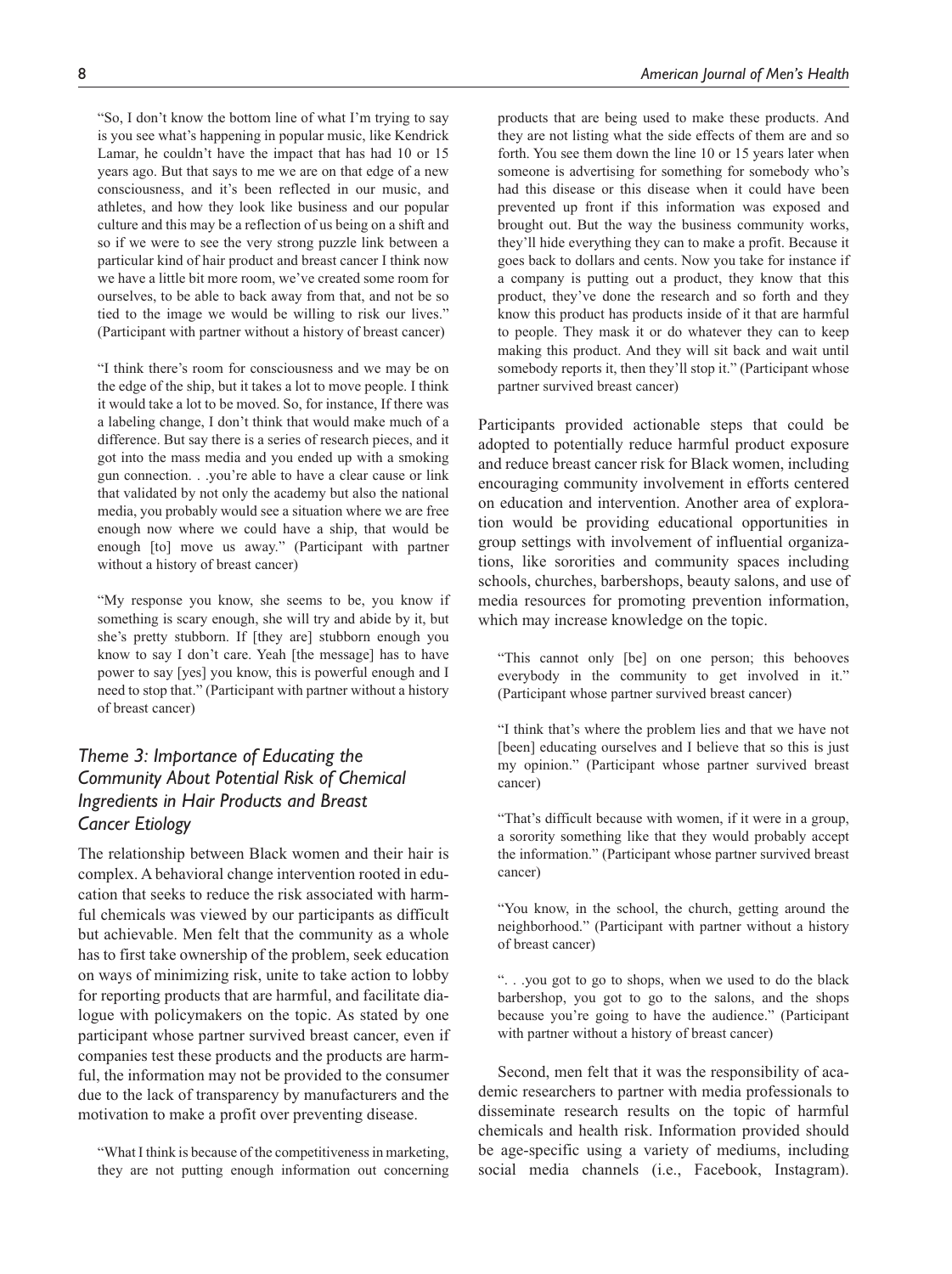"So, I don't know the bottom line of what I'm trying to say is you see what's happening in popular music, like Kendrick Lamar, he couldn't have the impact that has had 10 or 15 years ago. But that says to me we are on that edge of a new consciousness, and it's been reflected in our music, and athletes, and how they look like business and our popular culture and this may be a reflection of us being on a shift and so if we were to see the very strong puzzle link between a particular kind of hair product and breast cancer I think now we have a little bit more room, we've created some room for ourselves, to be able to back away from that, and not be so tied to the image we would be willing to risk our lives." (Participant with partner without a history of breast cancer)

"I think there's room for consciousness and we may be on the edge of the ship, but it takes a lot to move people. I think it would take a lot to be moved. So, for instance, If there was a labeling change, I don't think that would make much of a difference. But say there is a series of research pieces, and it got into the mass media and you ended up with a smoking gun connection. . .you're able to have a clear cause or link that validated by not only the academy but also the national media, you probably would see a situation where we are free enough now where we could have a ship, that would be enough [to] move us away." (Participant with partner without a history of breast cancer)

"My response you know, she seems to be, you know if something is scary enough, she will try and abide by it, but she's pretty stubborn. If [they are] stubborn enough you know to say I don't care. Yeah [the message] has to have power to say [yes] you know, this is powerful enough and I need to stop that." (Participant with partner without a history of breast cancer)

### *Theme 3: Importance of Educating the Community About Potential Risk of Chemical Ingredients in Hair Products and Breast Cancer Etiology*

The relationship between Black women and their hair is complex. A behavioral change intervention rooted in education that seeks to reduce the risk associated with harmful chemicals was viewed by our participants as difficult but achievable. Men felt that the community as a whole has to first take ownership of the problem, seek education on ways of minimizing risk, unite to take action to lobby for reporting products that are harmful, and facilitate dialogue with policymakers on the topic. As stated by one participant whose partner survived breast cancer, even if companies test these products and the products are harmful, the information may not be provided to the consumer due to the lack of transparency by manufacturers and the motivation to make a profit over preventing disease.

"What I think is because of the competitiveness in marketing, they are not putting enough information out concerning products that are being used to make these products. And they are not listing what the side effects of them are and so forth. You see them down the line 10 or 15 years later when someone is advertising for something for somebody who's had this disease or this disease when it could have been prevented up front if this information was exposed and brought out. But the way the business community works, they'll hide everything they can to make a profit. Because it goes back to dollars and cents. Now you take for instance if a company is putting out a product, they know that this product, they've done the research and so forth and they know this product has products inside of it that are harmful to people. They mask it or do whatever they can to keep making this product. And they will sit back and wait until somebody reports it, then they'll stop it." (Participant whose partner survived breast cancer)

Participants provided actionable steps that could be adopted to potentially reduce harmful product exposure and reduce breast cancer risk for Black women, including encouraging community involvement in efforts centered on education and intervention. Another area of exploration would be providing educational opportunities in group settings with involvement of influential organizations, like sororities and community spaces including schools, churches, barbershops, beauty salons, and use of media resources for promoting prevention information, which may increase knowledge on the topic.

"This cannot only [be] on one person; this behooves everybody in the community to get involved in it." (Participant whose partner survived breast cancer)

"I think that's where the problem lies and that we have not [been] educating ourselves and I believe that so this is just my opinion." (Participant whose partner survived breast cancer)

"That's difficult because with women, if it were in a group, a sorority something like that they would probably accept the information." (Participant whose partner survived breast cancer)

"You know, in the school, the church, getting around the neighborhood." (Participant with partner without a history of breast cancer)

". . .you got to go to shops, when we used to do the black barbershop, you got to go to the salons, and the shops because you're going to have the audience." (Participant with partner without a history of breast cancer)

Second, men felt that it was the responsibility of academic researchers to partner with media professionals to disseminate research results on the topic of harmful chemicals and health risk. Information provided should be age-specific using a variety of mediums, including social media channels (i.e., Facebook, Instagram).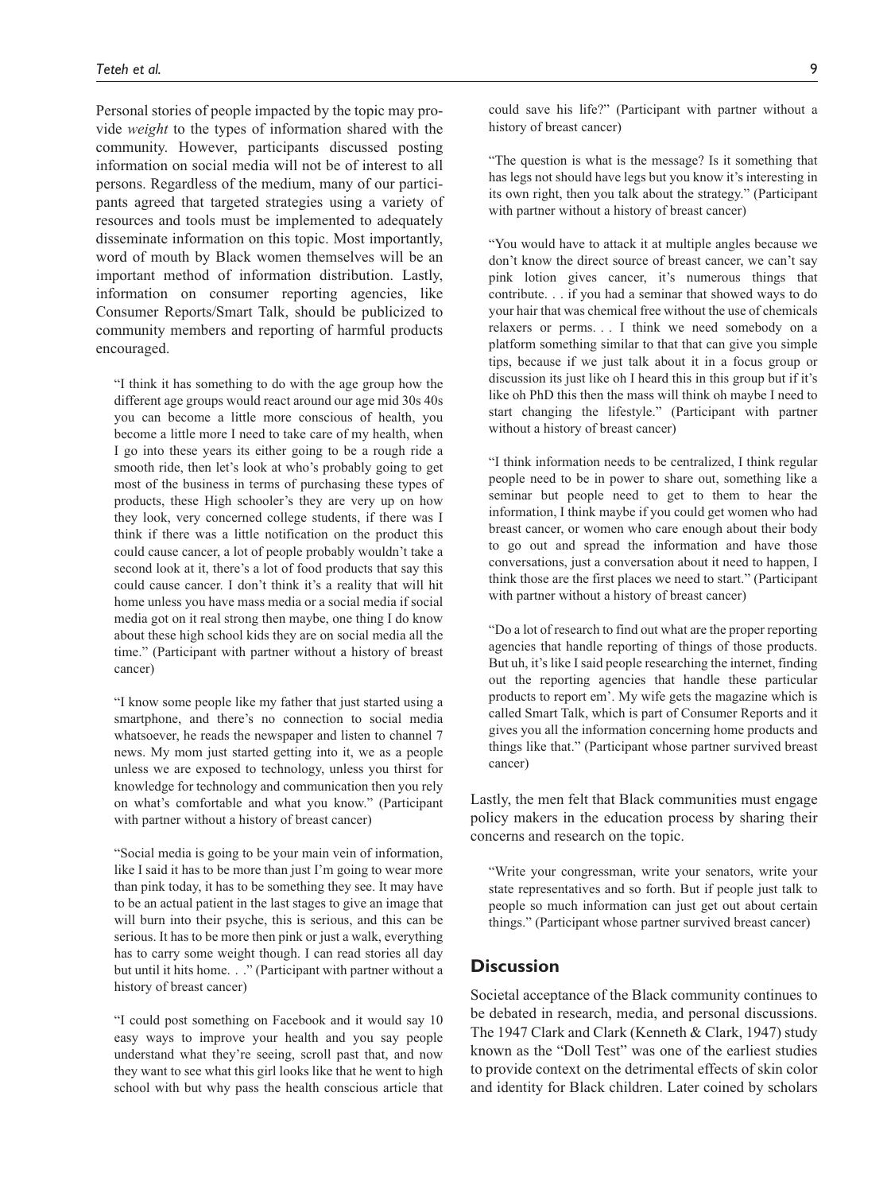Personal stories of people impacted by the topic may provide *weight* to the types of information shared with the community. However, participants discussed posting information on social media will not be of interest to all persons. Regardless of the medium, many of our participants agreed that targeted strategies using a variety of resources and tools must be implemented to adequately disseminate information on this topic. Most importantly, word of mouth by Black women themselves will be an important method of information distribution. Lastly, information on consumer reporting agencies, like Consumer Reports/Smart Talk, should be publicized to community members and reporting of harmful products encouraged.

> "I think it has something to do with the age group how the different age groups would react around our age mid 30s 40s you can become a little more conscious of health, you become a little more I need to take care of my health, when I go into these years its either going to be a rough ride a smooth ride, then let's look at who's probably going to get most of the business in terms of purchasing these types of products, these High schooler's they are very up on how they look, very concerned college students, if there was I think if there was a little notification on the product this could cause cancer, a lot of people probably wouldn't take a second look at it, there's a lot of food products that say this could cause cancer. I don't think it's a reality that will hit home unless you have mass media or a social media if social media got on it real strong then maybe, one thing I do know about these high school kids they are on social media all the time." (Participant with partner without a history of breast cancer)

> "I know some people like my father that just started using a smartphone, and there's no connection to social media whatsoever, he reads the newspaper and listen to channel 7 news. My mom just started getting into it, we as a people unless we are exposed to technology, unless you thirst for knowledge for technology and communication then you rely on what's comfortable and what you know." (Participant with partner without a history of breast cancer)

> "Social media is going to be your main vein of information, like I said it has to be more than just I'm going to wear more than pink today, it has to be something they see. It may have to be an actual patient in the last stages to give an image that will burn into their psyche, this is serious, and this can be serious. It has to be more then pink or just a walk, everything has to carry some weight though. I can read stories all day but until it hits home. . ." (Participant with partner without a history of breast cancer)

> "I could post something on Facebook and it would say 10 easy ways to improve your health and you say people understand what they're seeing, scroll past that, and now they want to see what this girl looks like that he went to high school with but why pass the health conscious article that could save his life?" (Participant with partner without a history of breast cancer)

> "The question is what is the message? Is it something that has legs not should have legs but you know it's interesting in its own right, then you talk about the strategy." (Participant with partner without a history of breast cancer)

> "You would have to attack it at multiple angles because we don't know the direct source of breast cancer, we can't say pink lotion gives cancer, it's numerous things that contribute. . . if you had a seminar that showed ways to do your hair that was chemical free without the use of chemicals relaxers or perms. . . I think we need somebody on a platform something similar to that that can give you simple tips, because if we just talk about it in a focus group or discussion its just like oh I heard this in this group but if it's like oh PhD this then the mass will think oh maybe I need to start changing the lifestyle." (Participant with partner without a history of breast cancer)

> "I think information needs to be centralized, I think regular people need to be in power to share out, something like a seminar but people need to get to them to hear the information, I think maybe if you could get women who had breast cancer, or women who care enough about their body to go out and spread the information and have those conversations, just a conversation about it need to happen, I think those are the first places we need to start." (Participant with partner without a history of breast cancer)

> "Do a lot of research to find out what are the proper reporting agencies that handle reporting of things of those products. But uh, it's like I said people researching the internet, finding out the reporting agencies that handle these particular products to report em'. My wife gets the magazine which is called Smart Talk, which is part of Consumer Reports and it gives you all the information concerning home products and things like that." (Participant whose partner survived breast cancer)

Lastly, the men felt that Black communities must engage policy makers in the education process by sharing their concerns and research on the topic.

> "Write your congressman, write your senators, write your state representatives and so forth. But if people just talk to people so much information can just get out about certain things." (Participant whose partner survived breast cancer)

## Discussion

Societal acceptance of the Black community continues to be debated in research, media, and personal discussions. The 1947 Clark and Clark (Kenneth & Clark, 1947) study known as the "Doll Test" was one of the earliest studies to provide context on the detrimental effects of skin color and identity for Black children. Later coined by scholars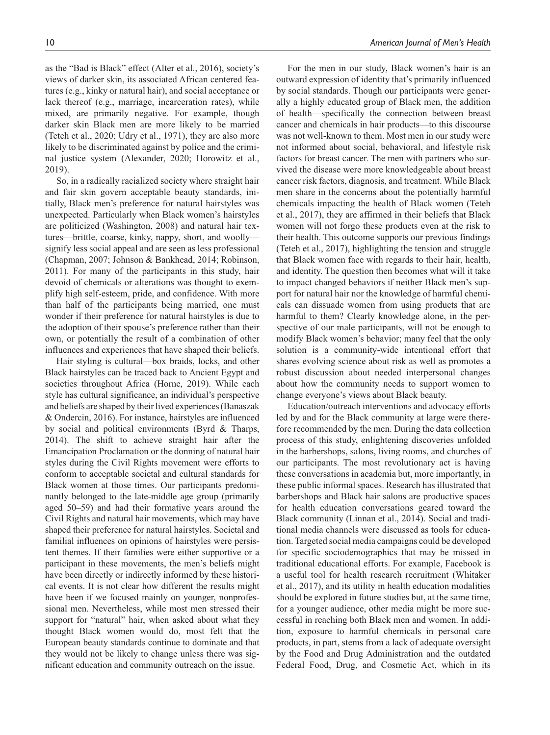as the "Bad is Black" effect (Alter et al., 2016), society's views of darker skin, its associated African centered features (e.g., kinky or natural hair), and social acceptance or lack thereof (e.g., marriage, incarceration rates), while mixed, are primarily negative. For example, though darker skin Black men are more likely to be married (Teteh et al., 2020; Udry et al., 1971), they are also more likely to be discriminated against by police and the criminal justice system (Alexander, 2020; Horowitz et al., 2019).

So, in a radically racialized society where straight hair and fair skin govern acceptable beauty standards, initially, Black men's preference for natural hairstyles was unexpected. Particularly when Black women's hairstyles are politicized (Washington, 2008) and natural hair textures—brittle, coarse, kinky, nappy, short, and woolly—signify less social appeal and are seen as less professional (Chapman, 2007; Johnson & Bankhead, 2014; Robinson, 2011). For many of the participants in this study, hair devoid of chemicals or alterations was thought to exemplify high self-esteem, pride, and confidence. With more than half of the participants being married, one must wonder if their preference for natural hairstyles is due to the adoption of their spouse's preference rather than their own, or potentially the result of a combination of other influences and experiences that have shaped their beliefs.

Hair styling is cultural—box braids, locks, and other Black hairstyles can be traced back to Ancient Egypt and societies throughout Africa (Horne, 2019). While each style has cultural significance, an individual's perspective and beliefs are shaped by their lived experiences (Banaszak & Ondercin, 2016). For instance, hairstyles are influenced by social and political environments (Byrd & Tharps, 2014). The shift to achieve straight hair after the Emancipation Proclamation or the donning of natural hair styles during the Civil Rights movement were efforts to conform to acceptable societal and cultural standards for Black women at those times. Our participants predominantly belonged to the late-middle age group (primarily aged 50–59) and had their formative years around the Civil Rights and natural hair movements, which may have shaped their preference for natural hairstyles. Societal and familial influences on opinions of hairstyles were persistent themes. If their families were either supportive or a participant in these movements, the men's beliefs might have been directly or indirectly informed by these historical events. It is not clear how different the results might have been if we focused mainly on younger, nonprofessional men. Nevertheless, while most men stressed their support for "natural" hair, when asked about what they thought Black women would do, most felt that the European beauty standards continue to dominate and that they would not be likely to change unless there was significant education and community outreach on the issue.

For the men in our study, Black women's hair is an outward expression of identity that's primarily influenced by social standards. Though our participants were generally a highly educated group of Black men, the addition of health—specifically the connection between breast cancer and chemicals in hair products—to this discourse was not well-known to them. Most men in our study were not informed about social, behavioral, and lifestyle risk factors for breast cancer. The men with partners who survived the disease were more knowledgeable about breast cancer risk factors, diagnosis, and treatment. While Black men share in the concerns about the potentially harmful chemicals impacting the health of Black women (Teteh et al., 2017), they are affirmed in their beliefs that Black women will not forgo these products even at the risk to their health. This outcome supports our previous findings (Teteh et al., 2017), highlighting the tension and struggle that Black women face with regards to their hair, health, and identity. The question then becomes what will it take to impact changed behaviors if neither Black men's support for natural hair nor the knowledge of harmful chemicals can dissuade women from using products that are harmful to them? Clearly knowledge alone, in the perspective of our male participants, will not be enough to modify Black women's behavior; many feel that the only solution is a community-wide intentional effort that shares evolving science about risk as well as promotes a robust discussion about needed interpersonal changes about how the community needs to support women to change everyone's views about Black beauty.

Education/outreach interventions and advocacy efforts led by and for the Black community at large were therefore recommended by the men. During the data collection process of this study, enlightening discoveries unfolded in the barbershops, salons, living rooms, and churches of our participants. The most revolutionary act is having these conversations in academia but, more importantly, in these public informal spaces. Research has illustrated that barbershops and Black hair salons are productive spaces for health education conversations geared toward the Black community (Linnan et al., 2014). Social and traditional media channels were discussed as tools for education. Targeted social media campaigns could be developed for specific sociodemographics that may be missed in traditional educational efforts. For example, Facebook is a useful tool for health research recruitment (Whitaker et al., 2017), and its utility in health education modalities should be explored in future studies but, at the same time, for a younger audience, other media might be more successful in reaching both Black men and women. In addition, exposure to harmful chemicals in personal care products, in part, stems from a lack of adequate oversight by the Food and Drug Administration and the outdated Federal Food, Drug, and Cosmetic Act, which in its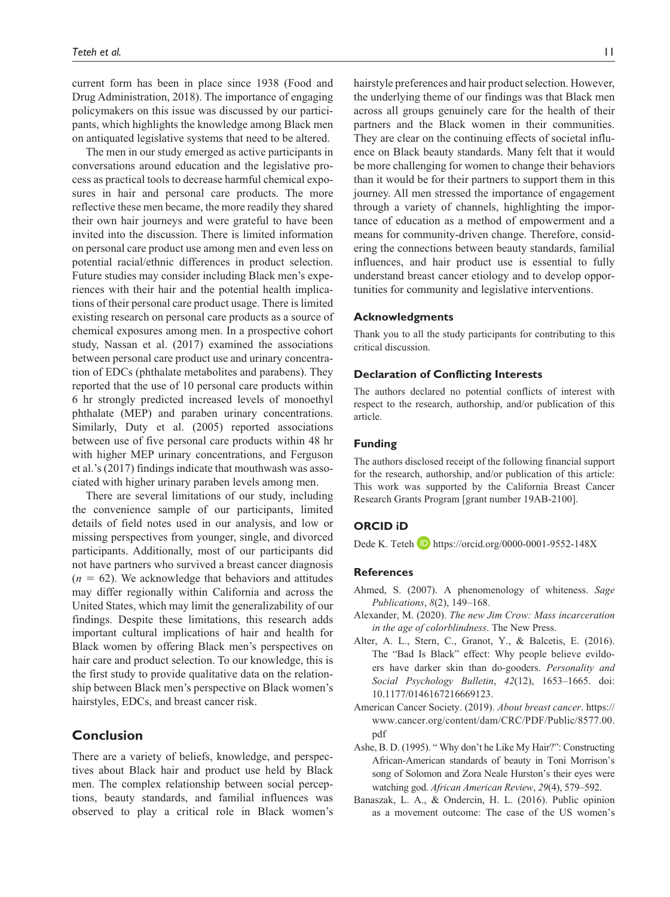current form has been in place since 1938 (Food and Drug Administration, 2018). The importance of engaging policymakers on this issue was discussed by our participants, which highlights the knowledge among Black men on antiquated legislative systems that need to be altered.

The men in our study emerged as active participants in conversations around education and the legislative process as practical tools to decrease harmful chemical exposures in hair and personal care products. The more reflective these men became, the more readily they shared their own hair journeys and were grateful to have been invited into the discussion. There is limited information on personal care product use among men and even less on potential racial/ethnic differences in product selection. Future studies may consider including Black men's experiences with their hair and the potential health implications of their personal care product usage. There is limited existing research on personal care products as a source of chemical exposures among men. In a prospective cohort study, Nassan et al. (2017) examined the associations between personal care product use and urinary concentration of EDCs (phthalate metabolites and parabens). They reported that the use of 10 personal care products within 6 hr strongly predicted increased levels of monoethyl phthalate (MEP) and paraben urinary concentrations. Similarly, Duty et al. (2005) reported associations between use of five personal care products within 48 hr with higher MEP urinary concentrations, and Ferguson et al.'s (2017) findings indicate that mouthwash was associated with higher urinary paraben levels among men.

There are several limitations of our study, including the convenience sample of our participants, limited details of field notes used in our analysis, and low or missing perspectives from younger, single, and divorced participants. Additionally, most of our participants did not have partners who survived a breast cancer diagnosis ($n$ = 62). We acknowledge that behaviors and attitudes may differ regionally within California and across the United States, which may limit the generalizability of our findings. Despite these limitations, this research adds important cultural implications of hair and health for Black women by offering Black men's perspectives on hair care and product selection. To our knowledge, this is the first study to provide qualitative data on the relationship between Black men's perspective on Black women's hairstyles, EDCs, and breast cancer risk.

## Conclusion

There are a variety of beliefs, knowledge, and perspectives about Black hair and product use held by Black men. The complex relationship between social perceptions, beauty standards, and familial influences was observed to play a critical role in Black women's hairstyle preferences and hair product selection. However, the underlying theme of our findings was that Black men across all groups genuinely care for the health of their partners and the Black women in their communities. They are clear on the continuing effects of societal influence on Black beauty standards. Many felt that it would be more challenging for women to change their behaviors than it would be for their partners to support them in this journey. All men stressed the importance of engagement through a variety of channels, highlighting the importance of education as a method of empowerment and a means for community-driven change. Therefore, considering the connections between beauty standards, familial influences, and hair product use is essential to fully understand breast cancer etiology and to develop opportunities for community and legislative interventions.

### Acknowledgments

Thank you to all the study participants for contributing to this critical discussion.

### Declaration of Conflicting Interests

The authors declared no potential conflicts of interest with respect to the research, authorship, and/or publication of this article.

### Funding

The authors disclosed receipt of the following financial support for the research, authorship, and/or publication of this article: This work was supported by the California Breast Cancer Research Grants Program [grant number 19AB-2100].

### ORCID iD

Dede K. Teteh https://orcid.org/0000-0001-9552-148X

### References

Ahmed, S. (2007). A phenomenology of whiteness. *Sage Publications*, *8*(2), 149–168.

Alexander, M. (2020). *The new Jim Crow: Mass incarceration in the age of colorblindness*. The New Press.

Alter, A. L., Stern, C., Granot, Y., & Balcetis, E. (2016). The "Bad Is Black" effect: Why people believe evildoers have darker skin than do-gooders. *Personality and Social Psychology Bulletin*, *42*(12), 1653–1665. doi: 10.1177/0146167216669123.

American Cancer Society. (2019). *About breast cancer*. https://www.cancer.org/content/dam/CRC/PDF/Public/8577.00.pdf

Ashe, B. D. (1995). " Why don't he Like My Hair?": Constructing African-American standards of beauty in Toni Morrison's song of Solomon and Zora Neale Hurston's their eyes were watching god. *African American Review*, *29*(4), 579–592.

Banaszak, L. A., & Ondercin, H. L. (2016). Public opinion as a movement outcome: The case of the US women's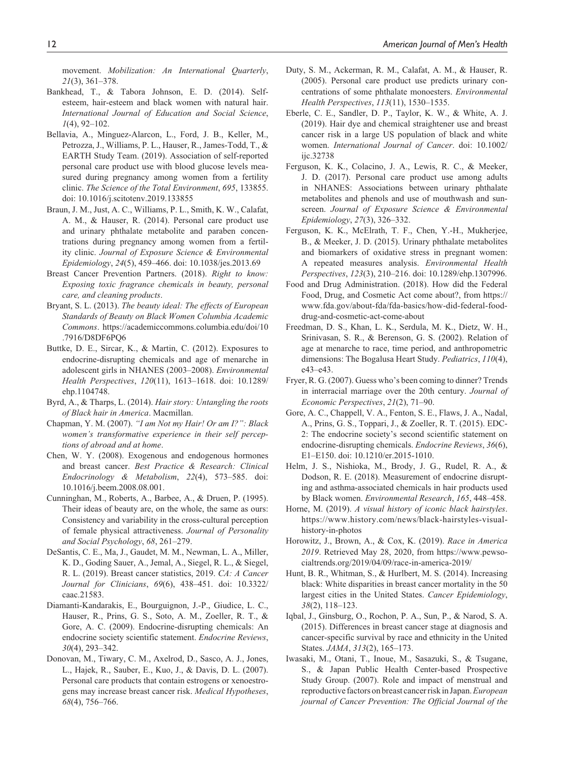movement. *Mobilization: An International Quarterly*, *21*(3), 361–378.

Bankhead, T., & Tabora Johnson, E. D. (2014). Self-esteem, hair-esteem and black women with natural hair. *International Journal of Education and Social Science*, *1*(4), 92–102.

Bellavia, A., Minguez-Alarcon, L., Ford, J. B., Keller, M., Petrozza, J., Williams, P. L., Hauser, R., James-Todd, T., & EARTH Study Team. (2019). Association of self-reported personal care product use with blood glucose levels measured during pregnancy among women from a fertility clinic. *The Science of the Total Environment*, *695*, 133855. doi: 10.1016/j.scitotenv.2019.133855

Braun, J. M., Just, A. C., Williams, P. L., Smith, K. W., Calafat, A. M., & Hauser, R. (2014). Personal care product use and urinary phthalate metabolite and paraben concentrations during pregnancy among women from a fertility clinic. *Journal of Exposure Science & Environmental Epidemiology*, *24*(5), 459–466. doi: 10.1038/jes.2013.69

Breast Cancer Prevention Partners. (2018). *Right to know: Exposing toxic fragrance chemicals in beauty, personal care, and cleaning products*.

Bryant, S. L. (2013). *The beauty ideal: The effects of European Standards of Beauty on Black Women Columbia Academic Commons*. https://academiccommons.columbia.edu/doi/10.7916/D8DF6PQ6

Buttke, D. E., Sircar, K., & Martin, C. (2012). Exposures to endocrine-disrupting chemicals and age of menarche in adolescent girls in NHANES (2003–2008). *Environmental Health Perspectives*, *120*(11), 1613–1618. doi: 10.1289/ehp.1104748.

Byrd, A., & Tharps, L. (2014). *Hair story: Untangling the roots of Black hair in America*. Macmillan.

Chapman, Y. M. (2007). *"I am Not my Hair! Or am I?": Black women's transformative experience in their self perceptions of abroad and at home*.

Chen, W. Y. (2008). Exogenous and endogenous hormones and breast cancer. *Best Practice & Research: Clinical Endocrinology & Metabolism*, *22*(4), 573–585. doi: 10.1016/j.beem.2008.08.001.

Cunninghan, M., Roberts, A., Barbee, A., & Druen, P. (1995). Their ideas of beauty are, on the whole, the same as ours: Consistency and variability in the cross-cultural perception of female physical attractiveness. *Journal of Personality and Social Psychology*, *68*, 261–279.

DeSantis, C. E., Ma, J., Gaudet, M. M., Newman, L. A., Miller, K. D., Goding Sauer, A., Jemal, A., Siegel, R. L., & Siegel, R. L. (2019). Breast cancer statistics, 2019. *CA: A Cancer Journal for Clinicians*, *69*(6), 438–451. doi: 10.3322/caac.21583.

Diamanti-Kandarakis, E., Bourguignon, J.-P., Giudice, L. C., Hauser, R., Prins, G. S., Soto, A. M., Zoeller, R. T., & Gore, A. C. (2009). Endocrine-disrupting chemicals: An endocrine society scientific statement. *Endocrine Reviews*, *30*(4), 293–342.

Donovan, M., Tiwary, C. M., Axelrod, D., Sasco, A. J., Jones, L., Hajek, R., Sauber, E., Kuo, J., & Davis, D. L. (2007). Personal care products that contain estrogens or xenoestrogens may increase breast cancer risk. *Medical Hypotheses*, *68*(4), 756–766.

Duty, S. M., Ackerman, R. M., Calafat, A. M., & Hauser, R. (2005). Personal care product use predicts urinary concentrations of some phthalate monoesters. *Environmental Health Perspectives*, *113*(11), 1530–1535.

Eberle, C. E., Sandler, D. P., Taylor, K. W., & White, A. J. (2019). Hair dye and chemical straightener use and breast cancer risk in a large US population of black and white women. *International Journal of Cancer*. doi: 10.1002/ijc.32738

Ferguson, K. K., Colacino, J. A., Lewis, R. C., & Meeker, J. D. (2017). Personal care product use among adults in NHANES: Associations between urinary phthalate metabolites and phenols and use of mouthwash and sunscreen. *Journal of Exposure Science & Environmental Epidemiology*, *27*(3), 326–332.

Ferguson, K. K., McElrath, T. F., Chen, Y.-H., Mukherjee, B., & Meeker, J. D. (2015). Urinary phthalate metabolites and biomarkers of oxidative stress in pregnant women: A repeated measures analysis. *Environmental Health Perspectives*, *123*(3), 210–216. doi: 10.1289/ehp.1307996.

Food and Drug Administration. (2018). How did the Federal Food, Drug, and Cosmetic Act come about?, from https://www.fda.gov/about-fda/fda-basics/how-did-federal-food-drug-and-cosmetic-act-come-about

Freedman, D. S., Khan, L. K., Serdula, M. K., Dietz, W. H., Srinivasan, S. R., & Berenson, G. S. (2002). Relation of age at menarche to race, time period, and anthropometric dimensions: The Bogalusa Heart Study. *Pediatrics*, *110*(4), e43–e43.

Fryer, R. G. (2007). Guess who's been coming to dinner? Trends in interracial marriage over the 20th century. *Journal of Economic Perspectives*, *21*(2), 71–90.

Gore, A. C., Chappell, V. A., Fenton, S. E., Flaws, J. A., Nadal, A., Prins, G. S., Toppari, J., & Zoeller, R. T. (2015). EDC-2: The endocrine society's second scientific statement on endocrine-disrupting chemicals. *Endocrine Reviews*, *36*(6), E1–E150. doi: 10.1210/er.2015-1010.

Helm, J. S., Nishioka, M., Brody, J. G., Rudel, R. A., & Dodson, R. E. (2018). Measurement of endocrine disrupting and asthma-associated chemicals in hair products used by Black women. *Environmental Research*, *165*, 448–458.

Horne, M. (2019). *A visual history of iconic black hairstyles*. https://www.history.com/news/black-hairstyles-visual-history-in-photos

Horowitz, J., Brown, A., & Cox, K. (2019). *Race in America 2019*. Retrieved May 28, 2020, from https://www.pewsocialtrends.org/2019/04/09/race-in-america-2019/

Hunt, B. R., Whitman, S., & Hurlbert, M. S. (2014). Increasing black: White disparities in breast cancer mortality in the 50 largest cities in the United States. *Cancer Epidemiology*, *38*(2), 118–123.

Iqbal, J., Ginsburg, O., Rochon, P. A., Sun, P., & Narod, S. A. (2015). Differences in breast cancer stage at diagnosis and cancer-specific survival by race and ethnicity in the United States. *JAMA*, *313*(2), 165–173.

Iwasaki, M., Otani, T., Inoue, M., Sasazuki, S., & Tsugane, S., & Japan Public Health Center-based Prospective Study Group. (2007). Role and impact of menstrual and reproductive factors on breast cancer risk in Japan. *European journal of Cancer Prevention: The Official Journal of the*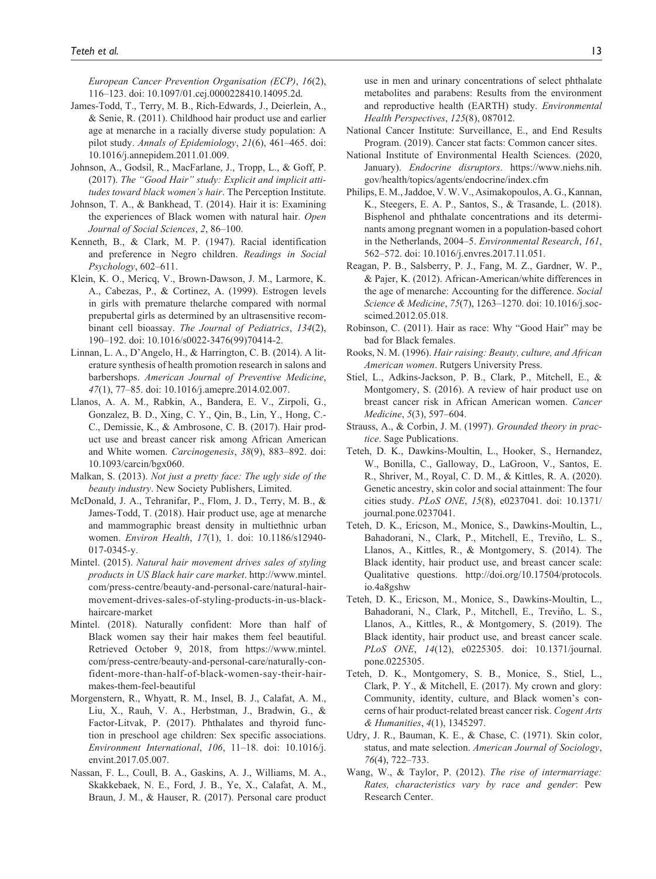*European Cancer Prevention Organisation (ECP)*, *16*(2), 116–123. doi: 10.1097/01.cej.0000228410.14095.2d.

James-Todd, T., Terry, M. B., Rich-Edwards, J., Deierlein, A., & Senie, R. (2011). Childhood hair product use and earlier age at menarche in a racially diverse study population: A pilot study. *Annals of Epidemiology*, *21*(6), 461–465. doi: 10.1016/j.annepidem.2011.01.009.

Johnson, A., Godsil, R., MacFarlane, J., Tropp, L., & Goff, P. (2017). *The "Good Hair" study: Explicit and implicit attitudes toward black women's hair*. The Perception Institute.

Johnson, T. A., & Bankhead, T. (2014). Hair it is: Examining the experiences of Black women with natural hair. *Open Journal of Social Sciences*, *2*, 86–100.

Kenneth, B., & Clark, M. P. (1947). Racial identification and preference in Negro children. *Readings in Social Psychology*, 602–611.

Klein, K. O., Mericq, V., Brown-Dawson, J. M., Larmore, K. A., Cabezas, P., & Cortinez, A. (1999). Estrogen levels in girls with premature thelarche compared with normal prepubertal girls as determined by an ultrasensitive recombinant cell bioassay. *The Journal of Pediatrics*, *134*(2), 190–192. doi: 10.1016/s0022-3476(99)70414-2.

Linnan, L. A., D'Angelo, H., & Harrington, C. B. (2014). A literature synthesis of health promotion research in salons and barbershops. *American Journal of Preventive Medicine*, *47*(1), 77–85. doi: 10.1016/j.amepre.2014.02.007.

Llanos, A. A. M., Rabkin, A., Bandera, E. V., Zirpoli, G., Gonzalez, B. D., Xing, C. Y., Qin, B., Lin, Y., Hong, C.-C., Demissie, K., & Ambrosone, C. B. (2017). Hair product use and breast cancer risk among African American and White women. *Carcinogenesis*, *38*(9), 883–892. doi: 10.1093/carcin/bgx060.

Malkan, S. (2013). *Not just a pretty face: The ugly side of the beauty industry*. New Society Publishers, Limited.

McDonald, J. A., Tehranifar, P., Flom, J. D., Terry, M. B., & James-Todd, T. (2018). Hair product use, age at menarche and mammographic breast density in multiethnic urban women. *Environ Health*, *17*(1), 1. doi: 10.1186/s12940-017-0345-y.

Mintel. (2015). *Natural hair movement drives sales of styling products in US Black hair care market*. http://www.mintel.com/press-centre/beauty-and-personal-care/natural-hair-movement-drives-sales-of-styling-products-in-us-black-haircare-market

Mintel. (2018). Naturally confident: More than half of Black women say their hair makes them feel beautiful. Retrieved October 9, 2018, from https://www.mintel.com/press-centre/beauty-and-personal-care/naturally-confident-more-than-half-of-black-women-say-their-hair-makes-them-feel-beautiful

Morgenstern, R., Whyatt, R. M., Insel, B. J., Calafat, A. M., Liu, X., Rauh, V. A., Herbstman, J., Bradwin, G., & Factor-Litvak, P. (2017). Phthalates and thyroid function in preschool age children: Sex specific associations. *Environment International*, *106*, 11–18. doi: 10.1016/j.envint.2017.05.007.

Nassan, F. L., Coull, B. A., Gaskins, A. J., Williams, M. A., Skakkebaek, N. E., Ford, J. B., Ye, X., Calafat, A. M., Braun, J. M., & Hauser, R. (2017). Personal care product use in men and urinary concentrations of select phthalate metabolites and parabens: Results from the environment and reproductive health (EARTH) study. *Environmental Health Perspectives*, *125*(8), 087012.

National Cancer Institute: Surveillance, E., and End Results Program. (2019). Cancer stat facts: Common cancer sites.

National Institute of Environmental Health Sciences. (2020, January). *Endocrine disruptors*. https://www.niehs.nih.gov/health/topics/agents/endocrine/index.cfm

Philips, E. M., Jaddoe, V. W. V., Asimakopoulos, A. G., Kannan, K., Steegers, E. A. P., Santos, S., & Trasande, L. (2018). Bisphenol and phthalate concentrations and its determinants among pregnant women in a population-based cohort in the Netherlands, 2004–5. *Environmental Research*, *161*, 562–572. doi: 10.1016/j.envres.2017.11.051.

Reagan, P. B., Salsberry, P. J., Fang, M. Z., Gardner, W. P., & Pajer, K. (2012). African-American/white differences in the age of menarche: Accounting for the difference. *Social Science & Medicine*, *75*(7), 1263–1270. doi: 10.1016/j.socscimed.2012.05.018.

Robinson, C. (2011). Hair as race: Why "Good Hair" may be bad for Black females.

Rooks, N. M. (1996). *Hair raising: Beauty, culture, and African American women*. Rutgers University Press.

Stiel, L., Adkins-Jackson, P. B., Clark, P., Mitchell, E., & Montgomery, S. (2016). A review of hair product use on breast cancer risk in African American women. *Cancer Medicine*, *5*(3), 597–604.

Strauss, A., & Corbin, J. M. (1997). *Grounded theory in practice*. Sage Publications.

Teteh, D. K., Dawkins-Moultin, L., Hooker, S., Hernandez, W., Bonilla, C., Galloway, D., LaGroon, V., Santos, E. R., Shriver, M., Royal, C. D. M., & Kittles, R. A. (2020). Genetic ancestry, skin color and social attainment: The four cities study. *PLoS ONE*, *15*(8), e0237041. doi: 10.1371/journal.pone.0237041.

Teteh, D. K., Ericson, M., Monice, S., Dawkins-Moultin, L., Bahadorani, N., Clark, P., Mitchell, E., Treviño, L. S., Llanos, A., Kittles, R., & Montgomery, S. (2014). The Black identity, hair product use, and breast cancer scale: Qualitative questions. http://doi.org/10.17504/protocols.io.4a8gshw

Teteh, D. K., Ericson, M., Monice, S., Dawkins-Moultin, L., Bahadorani, N., Clark, P., Mitchell, E., Treviño, L. S., Llanos, A., Kittles, R., & Montgomery, S. (2019). The Black identity, hair product use, and breast cancer scale. *PLoS ONE*, *14*(12), e0225305. doi: 10.1371/journal.pone.0225305.

Teteh, D. K., Montgomery, S. B., Monice, S., Stiel, L., Clark, P. Y., & Mitchell, E. (2017). My crown and glory: Community, identity, culture, and Black women's concerns of hair product-related breast cancer risk. *Cogent Arts & Humanities*, *4*(1), 1345297.

Udry, J. R., Bauman, K. E., & Chase, C. (1971). Skin color, status, and mate selection. *American Journal of Sociology*, *76*(4), 722–733.

Wang, W., & Taylor, P. (2012). *The rise of intermarriage: Rates, characteristics vary by race and gender*: Pew Research Center.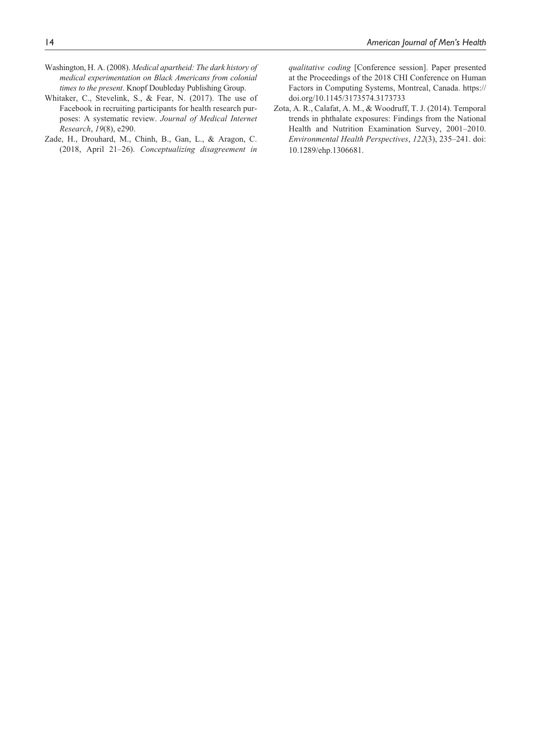Washington, H. A. (2008). *Medical apartheid: The dark history of medical experimentation on Black Americans from colonial times to the present*. Knopf Doubleday Publishing Group.

Whitaker, C., Stevelink, S., & Fear, N. (2017). The use of Facebook in recruiting participants for health research purposes: A systematic review. *Journal of Medical Internet Research*, *19*(8), e290.

Zade, H., Drouhard, M., Chinh, B., Gan, L., & Aragon, C. (2018, April 21–26). *Conceptualizing disagreement in qualitative coding* [Conference session]. Paper presented at the Proceedings of the 2018 CHI Conference on Human Factors in Computing Systems, Montreal, Canada. https://doi.org/10.1145/3173574.3173733

Zota, A. R., Calafat, A. M., & Woodruff, T. J. (2014). Temporal trends in phthalate exposures: Findings from the National Health and Nutrition Examination Survey, 2001–2010. *Environmental Health Perspectives*, *122*(3), 235–241. doi: 10.1289/ehp.1306681.